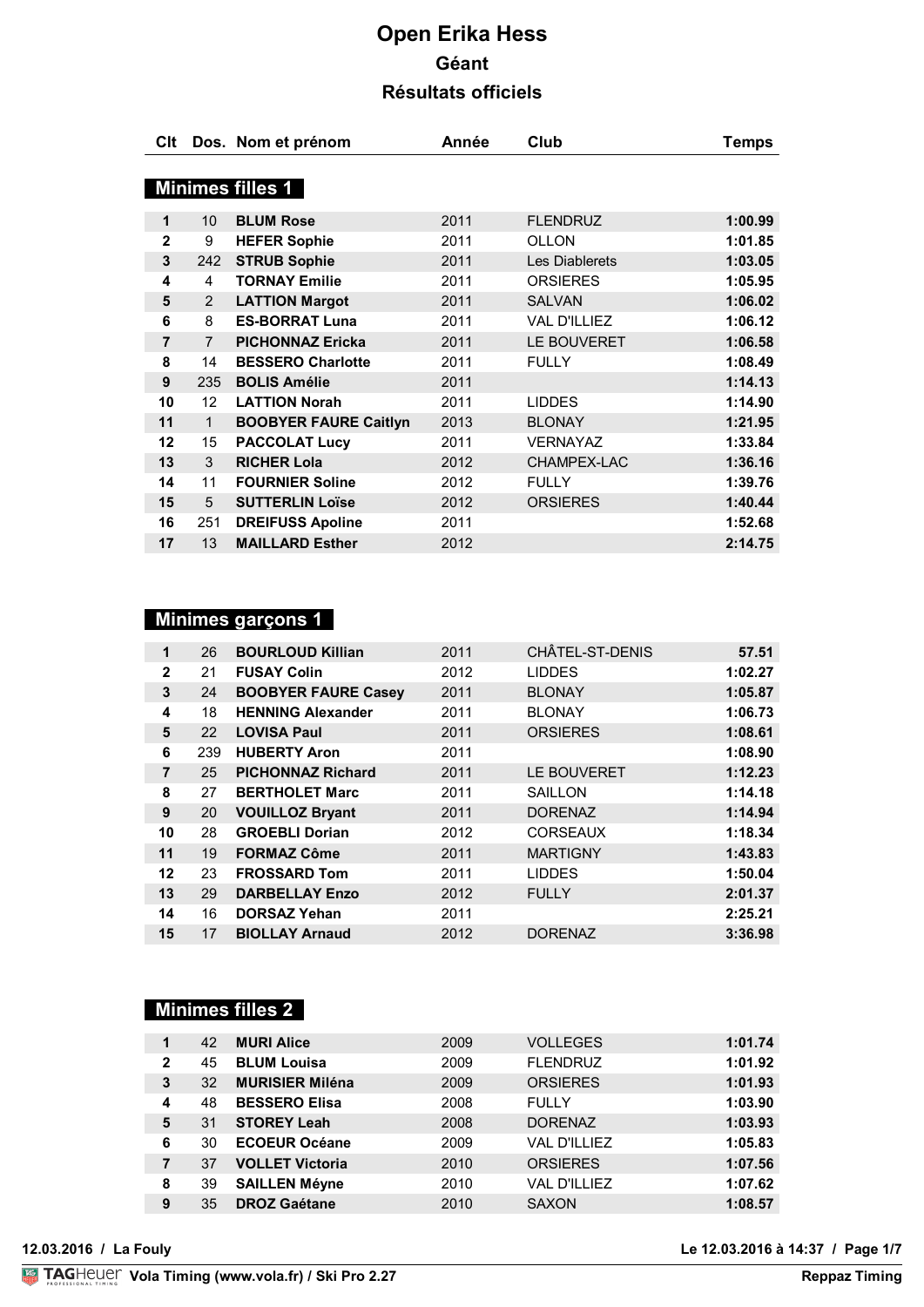# Open Erika Hess

## Géant

## Résultats officiels

### Minimes filles 1

| Clt | Dos. | Nom et prénom | Année | Club | Temps |
|---|---|---|---|---|---|
| 1 | 10 | **BLUM Rose** | 2011 | FLENDRUZ | **1:00.99** |
| 2 | 9 | **HEFER Sophie** | 2011 | OLLON | **1:01.85** |
| 3 | 242 | **STRUB Sophie** | 2011 | Les Diablerets | **1:03.05** |
| 4 | 4 | **TORNAY Emilie** | 2011 | ORSIERES | **1:05.95** |
| 5 | 2 | **LATTION Margot** | 2011 | SALVAN | **1:06.02** |
| 6 | 8 | **ES-BORRAT Luna** | 2011 | VAL D'ILLIEZ | **1:06.12** |
| 7 | 7 | **PICHONNAZ Ericka** | 2011 | LE BOUVERET | **1:06.58** |
| 8 | 14 | **BESSERO Charlotte** | 2011 | FULLY | **1:08.49** |
| 9 | 235 | **BOLIS Amélie** | 2011 | | **1:14.13** |
| 10 | 12 | **LATTION Norah** | 2011 | LIDDES | **1:14.90** |
| 11 | 1 | **BOOBYER FAURE Caitlyn** | 2013 | BLONAY | **1:21.95** |
| 12 | 15 | **PACCOLAT Lucy** | 2011 | VERNAYAZ | **1:33.84** |
| 13 | 3 | **RICHER Lola** | 2012 | CHAMPEX-LAC | **1:36.16** |
| 14 | 11 | **FOURNIER Soline** | 2012 | FULLY | **1:39.76** |
| 15 | 5 | **SUTTERLIN Loïse** | 2012 | ORSIERES | **1:40.44** |
| 16 | 251 | **DREIFUSS Apoline** | 2011 | | **1:52.68** |
| 17 | 13 | **MAILLARD Esther** | 2012 | | **2:14.75** |

### Minimes garçons 1

| Clt | Dos. | Nom et prénom | Année | Club | Temps |
|---|---|---|---|---|---|
| 1 | 26 | **BOURLOUD Killian** | 2011 | CHÂTEL-ST-DENIS | **57.51** |
| 2 | 21 | **FUSAY Colin** | 2012 | LIDDES | **1:02.27** |
| 3 | 24 | **BOOBYER FAURE Casey** | 2011 | BLONAY | **1:05.87** |
| 4 | 18 | **HENNING Alexander** | 2011 | BLONAY | **1:06.73** |
| 5 | 22 | **LOVISA Paul** | 2011 | ORSIERES | **1:08.61** |
| 6 | 239 | **HUBERTY Aron** | 2011 | | **1:08.90** |
| 7 | 25 | **PICHONNAZ Richard** | 2011 | LE BOUVERET | **1:12.23** |
| 8 | 27 | **BERTHOLET Marc** | 2011 | SAILLON | **1:14.18** |
| 9 | 20 | **VOUILLOZ Bryant** | 2011 | DORENAZ | **1:14.94** |
| 10 | 28 | **GROEBLI Dorian** | 2012 | CORSEAUX | **1:18.34** |
| 11 | 19 | **FORMAZ Côme** | 2011 | MARTIGNY | **1:43.83** |
| 12 | 23 | **FROSSARD Tom** | 2011 | LIDDES | **1:50.04** |
| 13 | 29 | **DARBELLAY Enzo** | 2012 | FULLY | **2:01.37** |
| 14 | 16 | **DORSAZ Yehan** | 2011 | | **2:25.21** |
| 15 | 17 | **BIOLLAY Arnaud** | 2012 | DORENAZ | **3:36.98** |

### Minimes filles 2

| Clt | Dos. | Nom et prénom | Année | Club | Temps |
|---|---|---|---|---|---|
| 1 | 42 | **MURI Alice** | 2009 | VOLLEGES | **1:01.74** |
| 2 | 45 | **BLUM Louisa** | 2009 | FLENDRUZ | **1:01.92** |
| 3 | 32 | **MURISIER Miléna** | 2009 | ORSIERES | **1:01.93** |
| 4 | 48 | **BESSERO Elisa** | 2008 | FULLY | **1:03.90** |
| 5 | 31 | **STOREY Leah** | 2008 | DORENAZ | **1:03.93** |
| 6 | 30 | **ECOEUR Océane** | 2009 | VAL D'ILLIEZ | **1:05.83** |
| 7 | 37 | **VOLLET Victoria** | 2010 | ORSIERES | **1:07.56** |
| 8 | 39 | **SAILLEN Méyne** | 2010 | VAL D'ILLIEZ | **1:07.62** |
| 9 | 35 | **DROZ Gaétane** | 2010 | SAXON | **1:08.57** |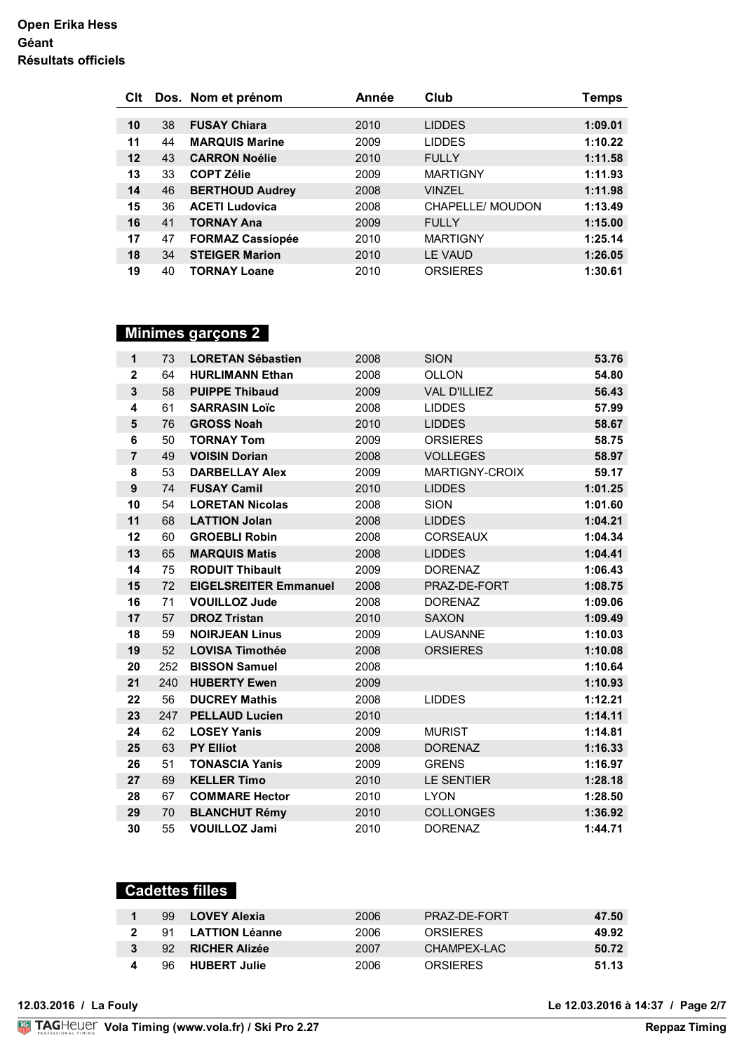**Open Erika Hess**
**Géant**
**Résultats officiels**

| Clt | Dos. | Nom et prénom | Année | Club | Temps |
|---|---|---|---|---|---|
| 10 | 38 | **FUSAY Chiara** | 2010 | LIDDES | **1:09.01** |
| 11 | 44 | **MARQUIS Marine** | 2009 | LIDDES | **1:10.22** |
| 12 | 43 | **CARRON Noélie** | 2010 | FULLY | **1:11.58** |
| 13 | 33 | **COPT Zélie** | 2009 | MARTIGNY | **1:11.93** |
| 14 | 46 | **BERTHOUD Audrey** | 2008 | VINZEL | **1:11.98** |
| 15 | 36 | **ACETI Ludovica** | 2008 | CHAPELLE/ MOUDON | **1:13.49** |
| 16 | 41 | **TORNAY Ana** | 2009 | FULLY | **1:15.00** |
| 17 | 47 | **FORMAZ Cassiopée** | 2010 | MARTIGNY | **1:25.14** |
| 18 | 34 | **STEIGER Marion** | 2010 | LE VAUD | **1:26.05** |
| 19 | 40 | **TORNAY Loane** | 2010 | ORSIERES | **1:30.61** |

## Minimes garçons 2

| Clt | Dos. | Nom et prénom | Année | Club | Temps |
|---|---|---|---|---|---|
| 1 | 73 | **LORETAN Sébastien** | 2008 | SION | **53.76** |
| 2 | 64 | **HURLIMANN Ethan** | 2008 | OLLON | **54.80** |
| 3 | 58 | **PUIPPE Thibaud** | 2009 | VAL D'ILLIEZ | **56.43** |
| 4 | 61 | **SARRASIN Loïc** | 2008 | LIDDES | **57.99** |
| 5 | 76 | **GROSS Noah** | 2010 | LIDDES | **58.67** |
| 6 | 50 | **TORNAY Tom** | 2009 | ORSIERES | **58.75** |
| 7 | 49 | **VOISIN Dorian** | 2008 | VOLLEGES | **58.97** |
| 8 | 53 | **DARBELLAY Alex** | 2009 | MARTIGNY-CROIX | **59.17** |
| 9 | 74 | **FUSAY Camil** | 2010 | LIDDES | **1:01.25** |
| 10 | 54 | **LORETAN Nicolas** | 2008 | SION | **1:01.60** |
| 11 | 68 | **LATTION Jolan** | 2008 | LIDDES | **1:04.21** |
| 12 | 60 | **GROEBLI Robin** | 2008 | CORSEAUX | **1:04.34** |
| 13 | 65 | **MARQUIS Matis** | 2008 | LIDDES | **1:04.41** |
| 14 | 75 | **RODUIT Thibault** | 2009 | DORENAZ | **1:06.43** |
| 15 | 72 | **EIGELSREITER Emmanuel** | 2008 | PRAZ-DE-FORT | **1:08.75** |
| 16 | 71 | **VOUILLOZ Jude** | 2008 | DORENAZ | **1:09.06** |
| 17 | 57 | **DROZ Tristan** | 2010 | SAXON | **1:09.49** |
| 18 | 59 | **NOIRJEAN Linus** | 2009 | LAUSANNE | **1:10.03** |
| 19 | 52 | **LOVISA Timothée** | 2008 | ORSIERES | **1:10.08** |
| 20 | 252 | **BISSON Samuel** | 2008 | | **1:10.64** |
| 21 | 240 | **HUBERTY Ewen** | 2009 | | **1:10.93** |
| 22 | 56 | **DUCREY Mathis** | 2008 | LIDDES | **1:12.21** |
| 23 | 247 | **PELLAUD Lucien** | 2010 | | **1:14.11** |
| 24 | 62 | **LOSEY Yanis** | 2009 | MURIST | **1:14.81** |
| 25 | 63 | **PY Elliot** | 2008 | DORENAZ | **1:16.33** |
| 26 | 51 | **TONASCIA Yanis** | 2009 | GRENS | **1:16.97** |
| 27 | 69 | **KELLER Timo** | 2010 | LE SENTIER | **1:28.18** |
| 28 | 67 | **COMMARE Hector** | 2010 | LYON | **1:28.50** |
| 29 | 70 | **BLANCHUT Rémy** | 2010 | COLLONGES | **1:36.92** |
| 30 | 55 | **VOUILLOZ Jami** | 2010 | DORENAZ | **1:44.71** |

## Cadettes filles

| Clt | Dos. | Nom et prénom | Année | Club | Temps |
|---|---|---|---|---|---|
| 1 | 99 | **LOVEY Alexia** | 2006 | PRAZ-DE-FORT | **47.50** |
| 2 | 91 | **LATTION Léanne** | 2006 | ORSIERES | **49.92** |
| 3 | 92 | **RICHER Alizée** | 2007 | CHAMPEX-LAC | **50.72** |
| 4 | 96 | **HUBERT Julie** | 2006 | ORSIERES | **51.13** |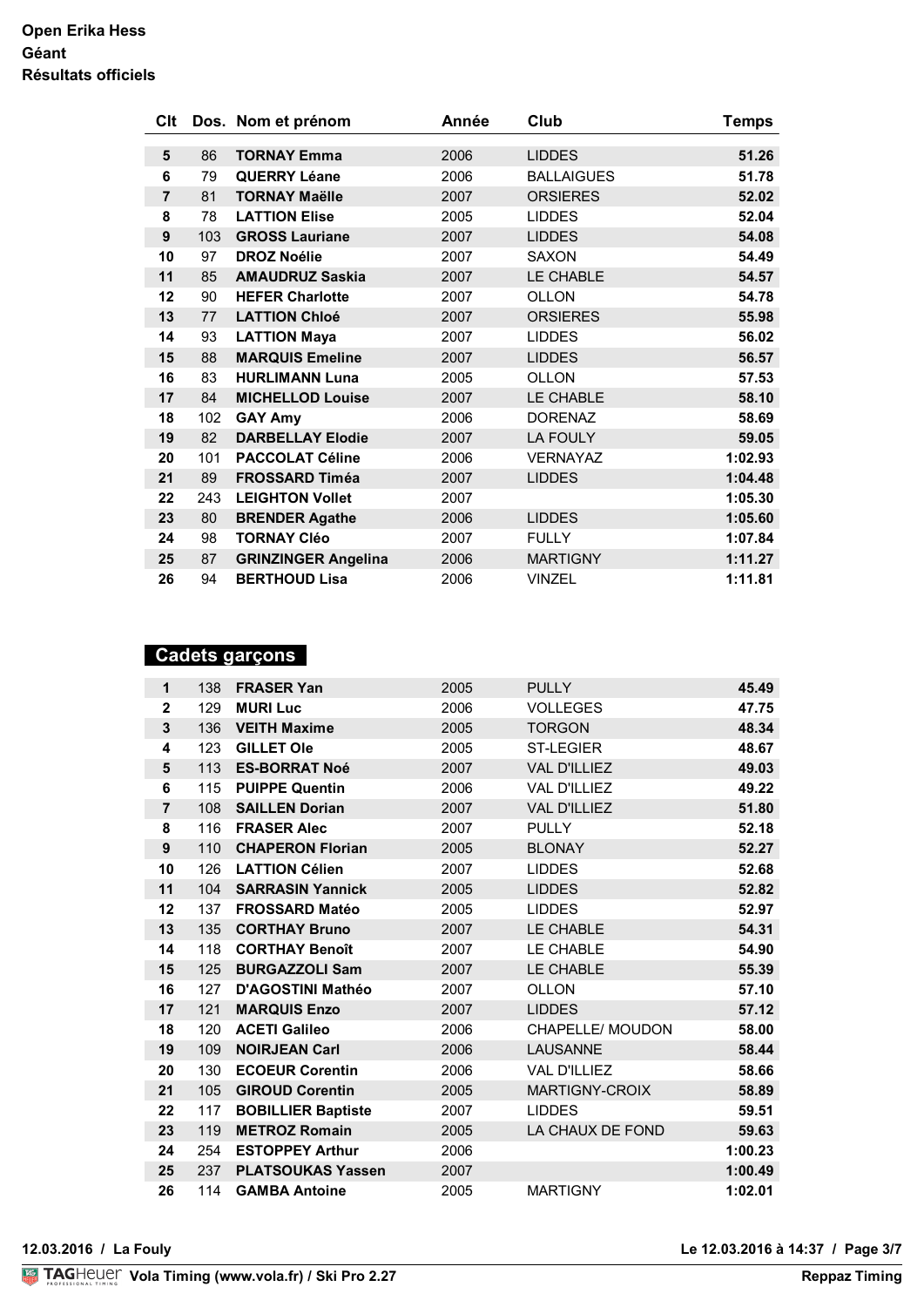**Open Erika Hess**
**Géant**
**Résultats officiels**

| Clt | Dos. | Nom et prénom | Année | Club | Temps |
|---|---|---|---|---|---|
| 5 | 86 | **TORNAY Emma** | 2006 | LIDDES | **51.26** |
| 6 | 79 | **QUERRY Léane** | 2006 | BALLAIGUES | **51.78** |
| 7 | 81 | **TORNAY Maëlle** | 2007 | ORSIERES | **52.02** |
| 8 | 78 | **LATTION Elise** | 2005 | LIDDES | **52.04** |
| 9 | 103 | **GROSS Lauriane** | 2007 | LIDDES | **54.08** |
| 10 | 97 | **DROZ Noélie** | 2007 | SAXON | **54.49** |
| 11 | 85 | **AMAUDRUZ Saskia** | 2007 | LE CHABLE | **54.57** |
| 12 | 90 | **HEFER Charlotte** | 2007 | OLLON | **54.78** |
| 13 | 77 | **LATTION Chloé** | 2007 | ORSIERES | **55.98** |
| 14 | 93 | **LATTION Maya** | 2007 | LIDDES | **56.02** |
| 15 | 88 | **MARQUIS Emeline** | 2007 | LIDDES | **56.57** |
| 16 | 83 | **HURLIMANN Luna** | 2005 | OLLON | **57.53** |
| 17 | 84 | **MICHELLOD Louise** | 2007 | LE CHABLE | **58.10** |
| 18 | 102 | **GAY Amy** | 2006 | DORENAZ | **58.69** |
| 19 | 82 | **DARBELLAY Elodie** | 2007 | LA FOULY | **59.05** |
| 20 | 101 | **PACCOLAT Céline** | 2006 | VERNAYAZ | **1:02.93** |
| 21 | 89 | **FROSSARD Timéa** | 2007 | LIDDES | **1:04.48** |
| 22 | 243 | **LEIGHTON Vollet** | 2007 | | **1:05.30** |
| 23 | 80 | **BRENDER Agathe** | 2006 | LIDDES | **1:05.60** |
| 24 | 98 | **TORNAY Cléo** | 2007 | FULLY | **1:07.84** |
| 25 | 87 | **GRINZINGER Angelina** | 2006 | MARTIGNY | **1:11.27** |
| 26 | 94 | **BERTHOUD Lisa** | 2006 | VINZEL | **1:11.81** |

## Cadets garçons

| Clt | Dos. | Nom et prénom | Année | Club | Temps |
|---|---|---|---|---|---|
| 1 | 138 | **FRASER Yan** | 2005 | PULLY | **45.49** |
| 2 | 129 | **MURI Luc** | 2006 | VOLLEGES | **47.75** |
| 3 | 136 | **VEITH Maxime** | 2005 | TORGON | **48.34** |
| 4 | 123 | **GILLET Ole** | 2005 | ST-LEGIER | **48.67** |
| 5 | 113 | **ES-BORRAT Noé** | 2007 | VAL D'ILLIEZ | **49.03** |
| 6 | 115 | **PUIPPE Quentin** | 2006 | VAL D'ILLIEZ | **49.22** |
| 7 | 108 | **SAILLEN Dorian** | 2007 | VAL D'ILLIEZ | **51.80** |
| 8 | 116 | **FRASER Alec** | 2007 | PULLY | **52.18** |
| 9 | 110 | **CHAPERON Florian** | 2005 | BLONAY | **52.27** |
| 10 | 126 | **LATTION Célien** | 2007 | LIDDES | **52.68** |
| 11 | 104 | **SARRASIN Yannick** | 2005 | LIDDES | **52.82** |
| 12 | 137 | **FROSSARD Matéo** | 2005 | LIDDES | **52.97** |
| 13 | 135 | **CORTHAY Bruno** | 2007 | LE CHABLE | **54.31** |
| 14 | 118 | **CORTHAY Benoît** | 2007 | LE CHABLE | **54.90** |
| 15 | 125 | **BURGAZZOLI Sam** | 2007 | LE CHABLE | **55.39** |
| 16 | 127 | **D'AGOSTINI Mathéo** | 2007 | OLLON | **57.10** |
| 17 | 121 | **MARQUIS Enzo** | 2007 | LIDDES | **57.12** |
| 18 | 120 | **ACETI Galileo** | 2006 | CHAPELLE/ MOUDON | **58.00** |
| 19 | 109 | **NOIRJEAN Carl** | 2006 | LAUSANNE | **58.44** |
| 20 | 130 | **ECOEUR Corentin** | 2006 | VAL D'ILLIEZ | **58.66** |
| 21 | 105 | **GIROUD Corentin** | 2005 | MARTIGNY-CROIX | **58.89** |
| 22 | 117 | **BOBILLIER Baptiste** | 2007 | LIDDES | **59.51** |
| 23 | 119 | **METROZ Romain** | 2005 | LA CHAUX DE FOND | **59.63** |
| 24 | 254 | **ESTOPPEY Arthur** | 2006 | | **1:00.23** |
| 25 | 237 | **PLATSOUKAS Yassen** | 2007 | | **1:00.49** |
| 26 | 114 | **GAMBA Antoine** | 2005 | MARTIGNY | **1:02.01** |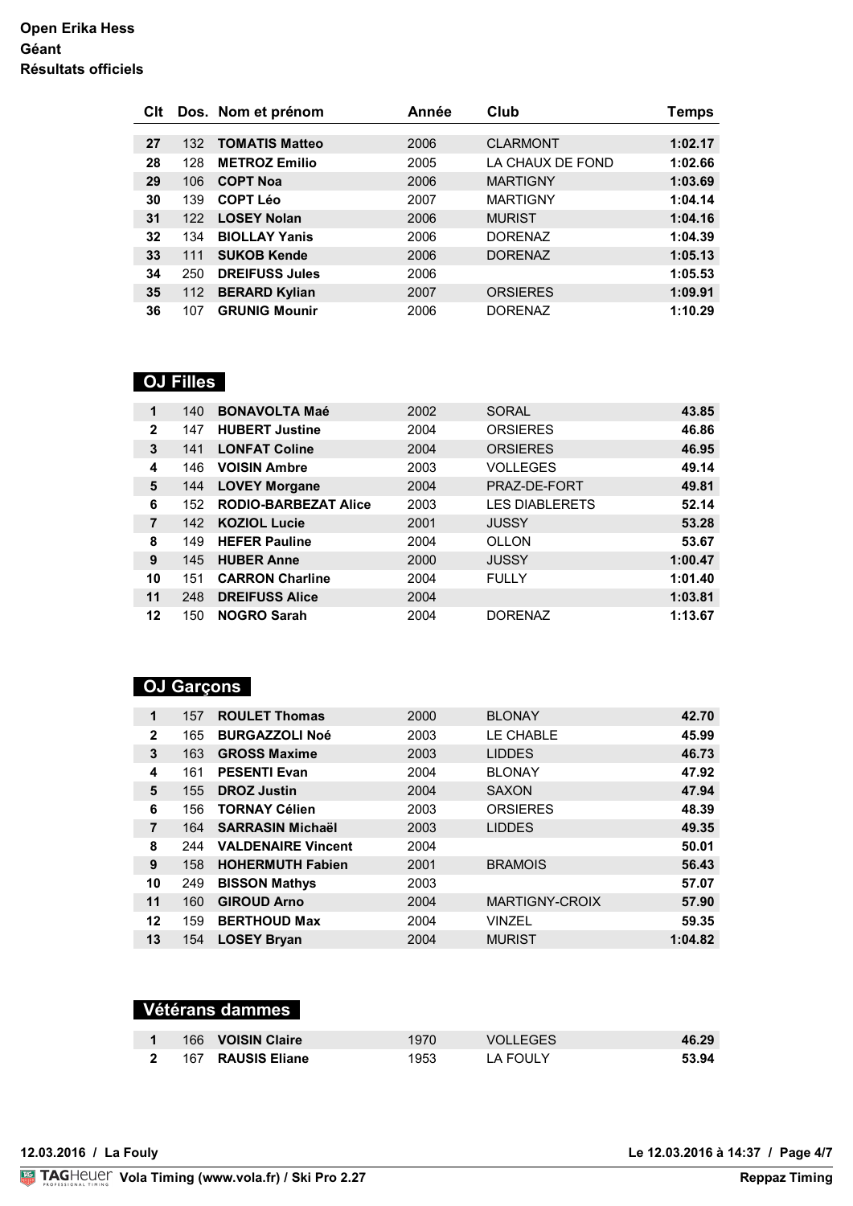**Open Erika Hess**
**Géant**
**Résultats officiels**

| Clt | Dos. | Nom et prénom | Année | Club | Temps |
|---|---|---|---|---|---|
| 27 | 132 | **TOMATIS Matteo** | 2006 | CLARMONT | **1:02.17** |
| 28 | 128 | **METROZ Emilio** | 2005 | LA CHAUX DE FOND | **1:02.66** |
| 29 | 106 | **COPT Noa** | 2006 | MARTIGNY | **1:03.69** |
| 30 | 139 | **COPT Léo** | 2007 | MARTIGNY | **1:04.14** |
| 31 | 122 | **LOSEY Nolan** | 2006 | MURIST | **1:04.16** |
| 32 | 134 | **BIOLLAY Yanis** | 2006 | DORENAZ | **1:04.39** |
| 33 | 111 | **SUKOB Kende** | 2006 | DORENAZ | **1:05.13** |
| 34 | 250 | **DREIFUSS Jules** | 2006 | | **1:05.53** |
| 35 | 112 | **BERARD Kylian** | 2007 | ORSIERES | **1:09.91** |
| 36 | 107 | **GRUNIG Mounir** | 2006 | DORENAZ | **1:10.29** |

## OJ Filles

| Clt | Dos. | Nom et prénom | Année | Club | Temps |
|---|---|---|---|---|---|
| 1 | 140 | **BONAVOLTA Maé** | 2002 | SORAL | **43.85** |
| 2 | 147 | **HUBERT Justine** | 2004 | ORSIERES | **46.86** |
| 3 | 141 | **LONFAT Coline** | 2004 | ORSIERES | **46.95** |
| 4 | 146 | **VOISIN Ambre** | 2003 | VOLLEGES | **49.14** |
| 5 | 144 | **LOVEY Morgane** | 2004 | PRAZ-DE-FORT | **49.81** |
| 6 | 152 | **RODIO-BARBEZAT Alice** | 2003 | LES DIABLERETS | **52.14** |
| 7 | 142 | **KOZIOL Lucie** | 2001 | JUSSY | **53.28** |
| 8 | 149 | **HEFER Pauline** | 2004 | OLLON | **53.67** |
| 9 | 145 | **HUBER Anne** | 2000 | JUSSY | **1:00.47** |
| 10 | 151 | **CARRON Charline** | 2004 | FULLY | **1:01.40** |
| 11 | 248 | **DREIFUSS Alice** | 2004 | | **1:03.81** |
| 12 | 150 | **NOGRO Sarah** | 2004 | DORENAZ | **1:13.67** |

## OJ Garçons

| Clt | Dos. | Nom et prénom | Année | Club | Temps |
|---|---|---|---|---|---|
| 1 | 157 | **ROULET Thomas** | 2000 | BLONAY | **42.70** |
| 2 | 165 | **BURGAZZOLI Noé** | 2003 | LE CHABLE | **45.99** |
| 3 | 163 | **GROSS Maxime** | 2003 | LIDDES | **46.73** |
| 4 | 161 | **PESENTI Evan** | 2004 | BLONAY | **47.92** |
| 5 | 155 | **DROZ Justin** | 2004 | SAXON | **47.94** |
| 6 | 156 | **TORNAY Célien** | 2003 | ORSIERES | **48.39** |
| 7 | 164 | **SARRASIN Michaël** | 2003 | LIDDES | **49.35** |
| 8 | 244 | **VALDENAIRE Vincent** | 2004 | | **50.01** |
| 9 | 158 | **HOHERMUTH Fabien** | 2001 | BRAMOIS | **56.43** |
| 10 | 249 | **BISSON Mathys** | 2003 | | **57.07** |
| 11 | 160 | **GIROUD Arno** | 2004 | MARTIGNY-CROIX | **57.90** |
| 12 | 159 | **BERTHOUD Max** | 2004 | VINZEL | **59.35** |
| 13 | 154 | **LOSEY Bryan** | 2004 | MURIST | **1:04.82** |

## Vétérans dammes

| Clt | Dos. | Nom et prénom | Année | Club | Temps |
|---|---|---|---|---|---|
| 1 | 166 | **VOISIN Claire** | 1970 | VOLLEGES | **46.29** |
| 2 | 167 | **RAUSIS Eliane** | 1953 | LA FOULY | **53.94** |

12.03.2016 / La Fouly — Le 12.03.2016 à 14:37

Vola Timing (www.vola.fr) / Ski Pro 2.27 — Reppaz Timing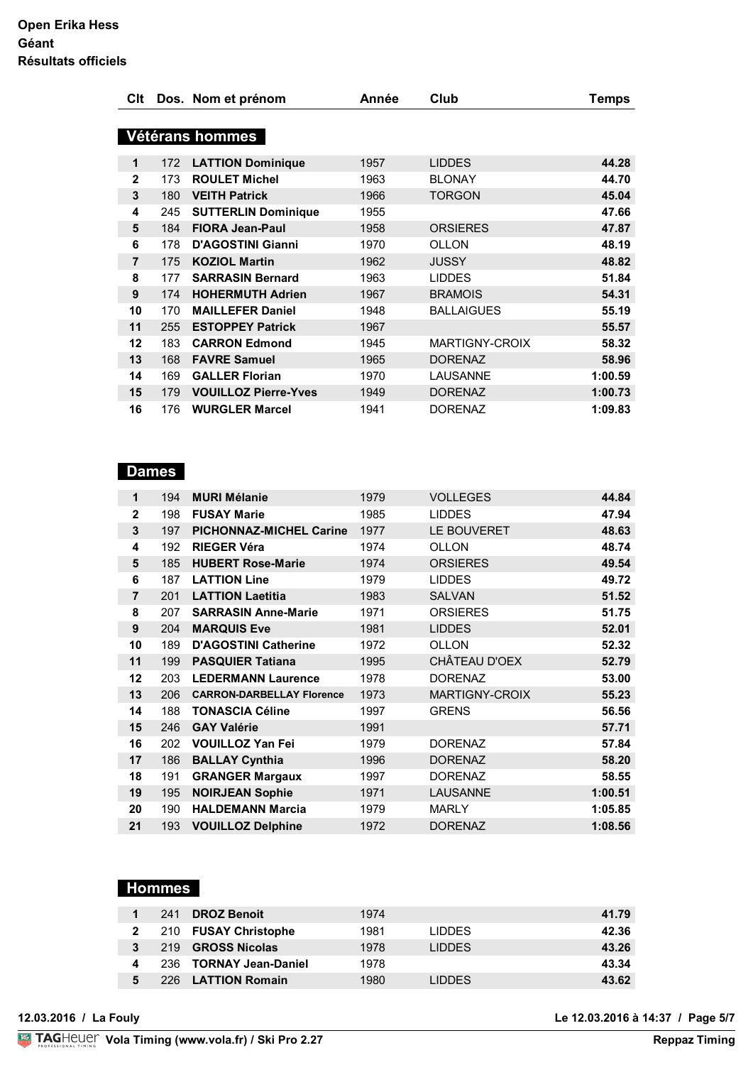**Open Erika Hess**
**Géant**
**Résultats officiels**

| Clt | Dos. | Nom et prénom | Année | Club | Temps |
|---|---|---|---|---|---|
| **Vétérans hommes** | | | | | |
| 1 | 172 | **LATTION Dominique** | 1957 | LIDDES | **44.28** |
| 2 | 173 | **ROULET Michel** | 1963 | BLONAY | **44.70** |
| 3 | 180 | **VEITH Patrick** | 1966 | TORGON | **45.04** |
| 4 | 245 | **SUTTERLIN Dominique** | 1955 | | **47.66** |
| 5 | 184 | **FIORA Jean-Paul** | 1958 | ORSIERES | **47.87** |
| 6 | 178 | **D'AGOSTINI Gianni** | 1970 | OLLON | **48.19** |
| 7 | 175 | **KOZIOL Martin** | 1962 | JUSSY | **48.82** |
| 8 | 177 | **SARRASIN Bernard** | 1963 | LIDDES | **51.84** |
| 9 | 174 | **HOHERMUTH Adrien** | 1967 | BRAMOIS | **54.31** |
| 10 | 170 | **MAILLEFER Daniel** | 1948 | BALLAIGUES | **55.19** |
| 11 | 255 | **ESTOPPEY Patrick** | 1967 | | **55.57** |
| 12 | 183 | **CARRON Edmond** | 1945 | MARTIGNY-CROIX | **58.32** |
| 13 | 168 | **FAVRE Samuel** | 1965 | DORENAZ | **58.96** |
| 14 | 169 | **GALLER Florian** | 1970 | LAUSANNE | **1:00.59** |
| 15 | 179 | **VOUILLOZ Pierre-Yves** | 1949 | DORENAZ | **1:00.73** |
| 16 | 176 | **WURGLER Marcel** | 1941 | DORENAZ | **1:09.83** |
| **Dames** | | | | | |
| 1 | 194 | **MURI Mélanie** | 1979 | VOLLEGES | **44.84** |
| 2 | 198 | **FUSAY Marie** | 1985 | LIDDES | **47.94** |
| 3 | 197 | **PICHONNAZ-MICHEL Carine** | 1977 | LE BOUVERET | **48.63** |
| 4 | 192 | **RIEGER Véra** | 1974 | OLLON | **48.74** |
| 5 | 185 | **HUBERT Rose-Marie** | 1974 | ORSIERES | **49.54** |
| 6 | 187 | **LATTION Line** | 1979 | LIDDES | **49.72** |
| 7 | 201 | **LATTION Laetitia** | 1983 | SALVAN | **51.52** |
| 8 | 207 | **SARRASIN Anne-Marie** | 1971 | ORSIERES | **51.75** |
| 9 | 204 | **MARQUIS Eve** | 1981 | LIDDES | **52.01** |
| 10 | 189 | **D'AGOSTINI Catherine** | 1972 | OLLON | **52.32** |
| 11 | 199 | **PASQUIER Tatiana** | 1995 | CHÂTEAU D'OEX | **52.79** |
| 12 | 203 | **LEDERMANN Laurence** | 1978 | DORENAZ | **53.00** |
| 13 | 206 | **CARRON-DARBELLAY Florence** | 1973 | MARTIGNY-CROIX | **55.23** |
| 14 | 188 | **TONASCIA Céline** | 1997 | GRENS | **56.56** |
| 15 | 246 | **GAY Valérie** | 1991 | | **57.71** |
| 16 | 202 | **VOUILLOZ Yan Fei** | 1979 | DORENAZ | **57.84** |
| 17 | 186 | **BALLAY Cynthia** | 1996 | DORENAZ | **58.20** |
| 18 | 191 | **GRANGER Margaux** | 1997 | DORENAZ | **58.55** |
| 19 | 195 | **NOIRJEAN Sophie** | 1971 | LAUSANNE | **1:00.51** |
| 20 | 190 | **HALDEMANN Marcia** | 1979 | MARLY | **1:05.85** |
| 21 | 193 | **VOUILLOZ Delphine** | 1972 | DORENAZ | **1:08.56** |
| **Hommes** | | | | | |
| 1 | 241 | **DROZ Benoit** | 1974 | | **41.79** |
| 2 | 210 | **FUSAY Christophe** | 1981 | LIDDES | **42.36** |
| 3 | 219 | **GROSS Nicolas** | 1978 | LIDDES | **43.26** |
| 4 | 236 | **TORNAY Jean-Daniel** | 1978 | | **43.34** |
| 5 | 226 | **LATTION Romain** | 1980 | LIDDES | **43.62** |

**12.03.2016 / La Fouly** Le 12.03.2016 à 14:37

Vola Timing (www.vola.fr) / Ski Pro 2.27 Reppaz Timing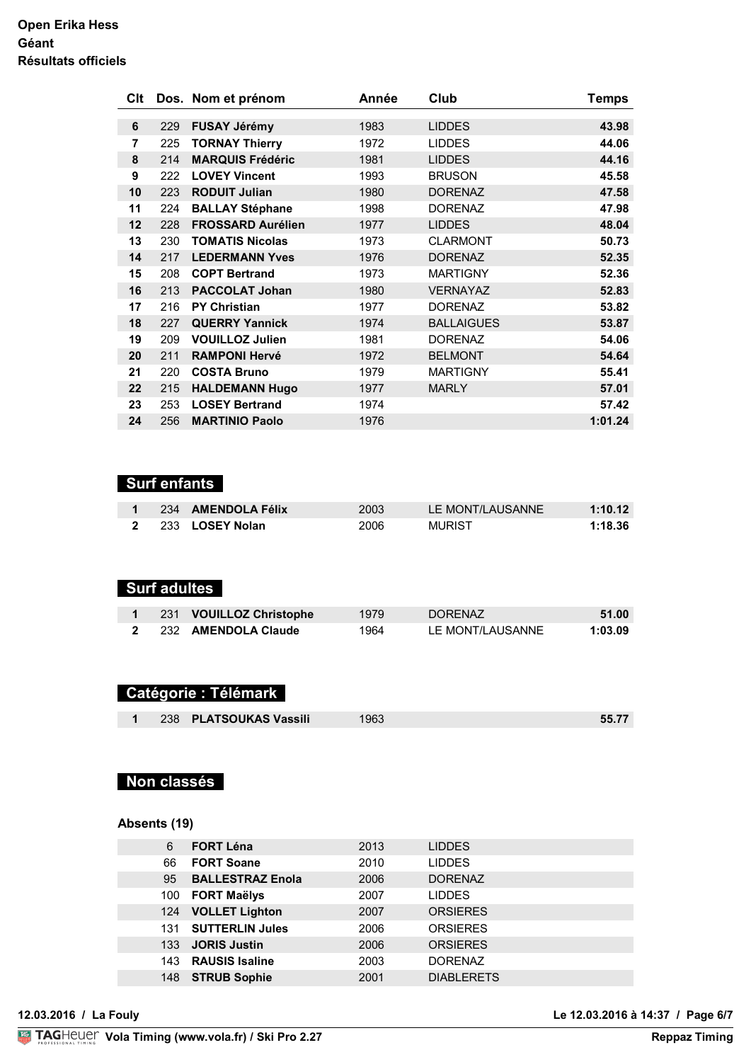**Open Erika Hess**
**Géant**
**Résultats officiels**

| Clt | Dos. | Nom et prénom | Année | Club | Temps |
|---|---|---|---|---|---|
| 6 | 229 | **FUSAY Jérémy** | 1983 | LIDDES | **43.98** |
| 7 | 225 | **TORNAY Thierry** | 1972 | LIDDES | **44.06** |
| 8 | 214 | **MARQUIS Frédéric** | 1981 | LIDDES | **44.16** |
| 9 | 222 | **LOVEY Vincent** | 1993 | BRUSON | **45.58** |
| 10 | 223 | **RODUIT Julian** | 1980 | DORENAZ | **47.58** |
| 11 | 224 | **BALLAY Stéphane** | 1998 | DORENAZ | **47.98** |
| 12 | 228 | **FROSSARD Aurélien** | 1977 | LIDDES | **48.04** |
| 13 | 230 | **TOMATIS Nicolas** | 1973 | CLARMONT | **50.73** |
| 14 | 217 | **LEDERMANN Yves** | 1976 | DORENAZ | **52.35** |
| 15 | 208 | **COPT Bertrand** | 1973 | MARTIGNY | **52.36** |
| 16 | 213 | **PACCOLAT Johan** | 1980 | VERNAYAZ | **52.83** |
| 17 | 216 | **PY Christian** | 1977 | DORENAZ | **53.82** |
| 18 | 227 | **QUERRY Yannick** | 1974 | BALLAIGUES | **53.87** |
| 19 | 209 | **VOUILLOZ Julien** | 1981 | DORENAZ | **54.06** |
| 20 | 211 | **RAMPONI Hervé** | 1972 | BELMONT | **54.64** |
| 21 | 220 | **COSTA Bruno** | 1979 | MARTIGNY | **55.41** |
| 22 | 215 | **HALDEMANN Hugo** | 1977 | MARLY | **57.01** |
| 23 | 253 | **LOSEY Bertrand** | 1974 | | **57.42** |
| 24 | 256 | **MARTINIO Paolo** | 1976 | | **1:01.24** |

## Surf enfants

| Clt | Dos. | Nom et prénom | Année | Club | Temps |
|---|---|---|---|---|---|
| 1 | 234 | **AMENDOLA Félix** | 2003 | LE MONT/LAUSANNE | **1:10.12** |
| 2 | 233 | **LOSEY Nolan** | 2006 | MURIST | **1:18.36** |

## Surf adultes

| Clt | Dos. | Nom et prénom | Année | Club | Temps |
|---|---|---|---|---|---|
| 1 | 231 | **VOUILLOZ Christophe** | 1979 | DORENAZ | **51.00** |
| 2 | 232 | **AMENDOLA Claude** | 1964 | LE MONT/LAUSANNE | **1:03.09** |

## Catégorie : Télémark

| Clt | Dos. | Nom et prénom | Année | Club | Temps |
|---|---|---|---|---|---|
| 1 | 238 | **PLATSOUKAS Vassili** | 1963 | | **55.77** |

## Non classés

**Absents (19)**

| Dos. | Nom et prénom | Année | Club |
|---|---|---|---|
| 6 | **FORT Léna** | 2013 | LIDDES |
| 66 | **FORT Soane** | 2010 | LIDDES |
| 95 | **BALLESTRAZ Enola** | 2006 | DORENAZ |
| 100 | **FORT Maëlys** | 2007 | LIDDES |
| 124 | **VOLLET Lighton** | 2007 | ORSIERES |
| 131 | **SUTTERLIN Jules** | 2006 | ORSIERES |
| 133 | **JORIS Justin** | 2006 | ORSIERES |
| 143 | **RAUSIS Isaline** | 2003 | DORENAZ |
| 148 | **STRUB Sophie** | 2001 | DIABLERETS |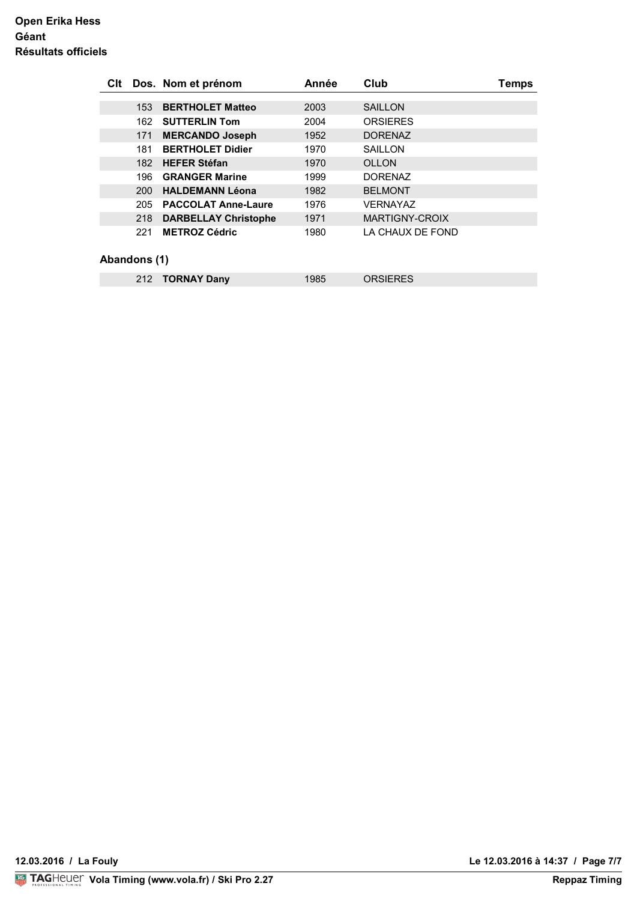**Open Erika Hess**
**Géant**
**Résultats officiels**

| Clt | Dos. | Nom et prénom | Année | Club | Temps |
|---|---|---|---|---|---|
| | 153 | **BERTHOLET Matteo** | 2003 | SAILLON | |
| | 162 | **SUTTERLIN Tom** | 2004 | ORSIERES | |
| | 171 | **MERCANDO Joseph** | 1952 | DORENAZ | |
| | 181 | **BERTHOLET Didier** | 1970 | SAILLON | |
| | 182 | **HEFER Stéfan** | 1970 | OLLON | |
| | 196 | **GRANGER Marine** | 1999 | DORENAZ | |
| | 200 | **HALDEMANN Léona** | 1982 | BELMONT | |
| | 205 | **PACCOLAT Anne-Laure** | 1976 | VERNAYAZ | |
| | 218 | **DARBELLAY Christophe** | 1971 | MARTIGNY-CROIX | |
| | 221 | **METROZ Cédric** | 1980 | LA CHAUX DE FOND | |

**Abandons (1)**

| | | | | | |
|---|---|---|---|---|---|
| | 212 | **TORNAY Dany** | 1985 | ORSIERES | |

12.03.2016 / La Fouly

Vola Timing (www.vola.fr) / Ski Pro 2.27 — Reppaz Timing